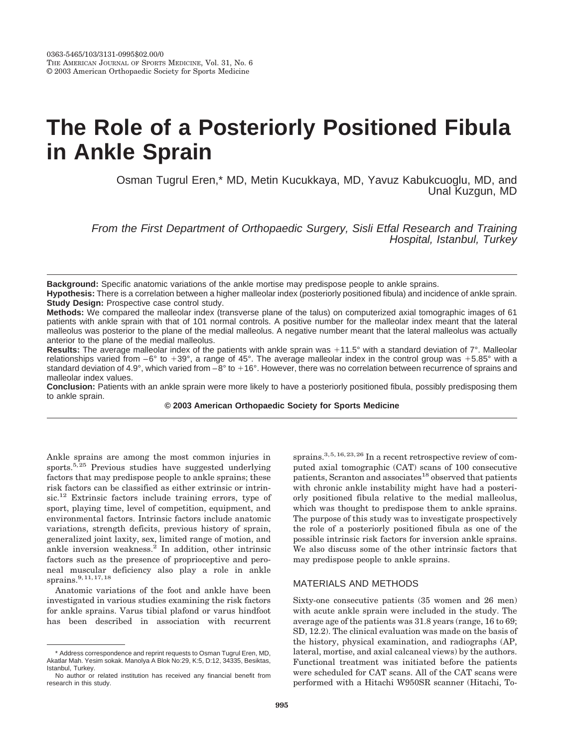# The Role of a Posteriorly Positioned Fibula in Ankle Sprain

Osman Tugrul Eren,* MD, Metin Kucukkaya, MD, Yavuz Kabukcuoglu, MD, and Unal Kuzgun, MD

*From the First Department of Orthopaedic Surgery, Sisli Etfal Research and Training Hospital, Istanbul, Turkey*

**Background:** Specific anatomic variations of the ankle mortise may predispose people to ankle sprains.

**Hypothesis:** There is a correlation between a higher malleolar index (posteriorly positioned fibula) and incidence of ankle sprain.

**Study Design:** Prospective case control study.

**Methods:** We compared the malleolar index (transverse plane of the talus) on computerized axial tomographic images of 61 patients with ankle sprain with that of 101 normal controls. A positive number for the malleolar index meant that the lateral malleolus was posterior to the plane of the medial malleolus. A negative number meant that the lateral malleolus was actually anterior to the plane of the medial malleolus.

**Results:** The average malleolar index of the patients with ankle sprain was +11.5° with a standard deviation of 7°. Malleolar relationships varied from –6° to +39°, a range of 45°. The average malleolar index in the control group was +5.85° with a standard deviation of 4.9°, which varied from –8° to +16°. However, there was no correlation between recurrence of sprains and malleolar index values.

**Conclusion:** Patients with an ankle sprain were more likely to have a posteriorly positioned fibula, possibly predisposing them to ankle sprain.

**© 2003 American Orthopaedic Society for Sports Medicine**

Ankle sprains are among the most common injuries in sports.[5,25] Previous studies have suggested underlying factors that may predispose people to ankle sprains; these risk factors can be classified as either extrinsic or intrinsic.[12] Extrinsic factors include training errors, type of sport, playing time, level of competition, equipment, and environmental factors. Intrinsic factors include anatomic variations, strength deficits, previous history of sprain, generalized joint laxity, sex, limited range of motion, and ankle inversion weakness.[2] In addition, other intrinsic factors such as the presence of proprioceptive and peroneal muscular deficiency also play a role in ankle sprains.[9,11,17,18]

Anatomic variations of the foot and ankle have been investigated in various studies examining the risk factors for ankle sprains. Varus tibial plafond or varus hindfoot has been described in association with recurrent sprains.[3,5,16,23,26] In a recent retrospective review of computed axial tomographic (CAT) scans of 100 consecutive patients, Scranton and associates[18] observed that patients with chronic ankle instability might have had a posteriorly positioned fibula relative to the medial malleolus, which was thought to predispose them to ankle sprains. The purpose of this study was to investigate prospectively the role of a posteriorly positioned fibula as one of the possible intrinsic risk factors for inversion ankle sprains. We also discuss some of the other intrinsic factors that may predispose people to ankle sprains.

## MATERIALS AND METHODS

Sixty-one consecutive patients (35 women and 26 men) with acute ankle sprain were included in the study. The average age of the patients was 31.8 years (range, 16 to 69; SD, 12.2). The clinical evaluation was made on the basis of the history, physical examination, and radiographs (AP, lateral, mortise, and axial calcaneal views) by the authors. Functional treatment was initiated before the patients were scheduled for CAT scans. All of the CAT scans were performed with a Hitachi W950SR scanner (Hitachi, To-

\* Address correspondence and reprint requests to Osman Tugrul Eren, MD, Akatlar Mah. Yesim sokak. Manolya A Blok No:29, K:5, D:12, 34335, Besiktas, Istanbul, Turkey.

No author or related institution has received any financial benefit from research in this study.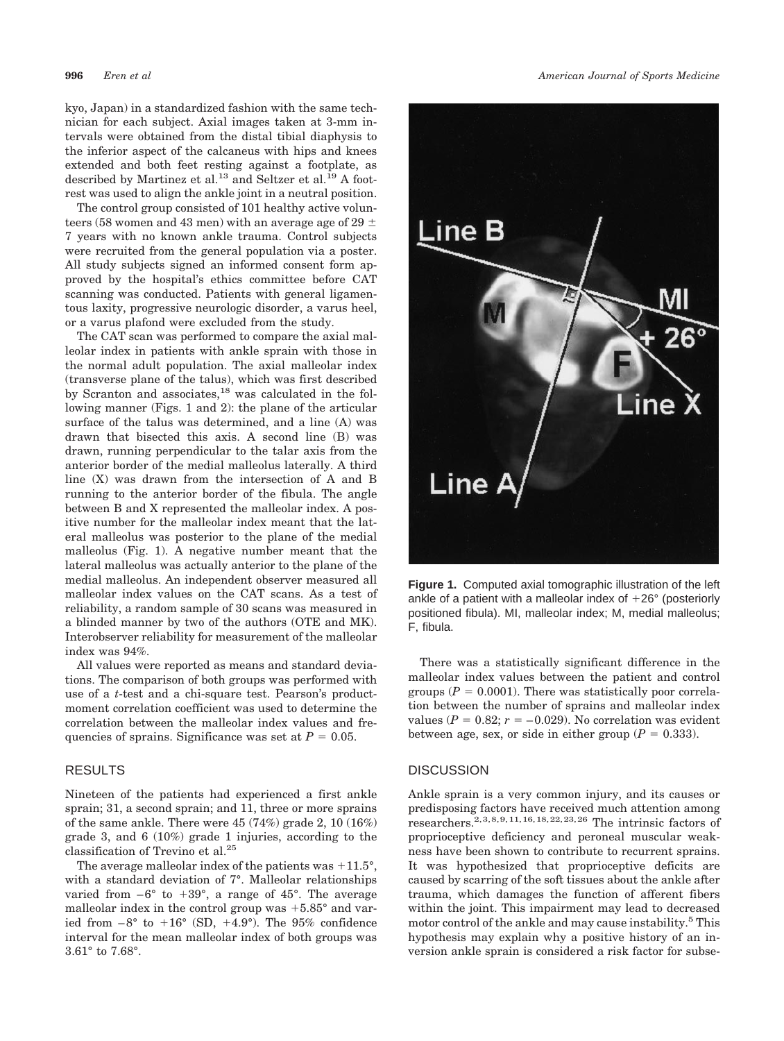kyo, Japan) in a standardized fashion with the same technician for each subject. Axial images taken at 3-mm intervals were obtained from the distal tibial diaphysis to the inferior aspect of the calcaneus with hips and knees extended and both feet resting against a footplate, as described by Martinez et al.[13] and Seltzer et al.[19] A footrest was used to align the ankle joint in a neutral position.

The control group consisted of 101 healthy active volunteers (58 women and 43 men) with an average age of 29 ± 7 years with no known ankle trauma. Control subjects were recruited from the general population via a poster. All study subjects signed an informed consent form approved by the hospital's ethics committee before CAT scanning was conducted. Patients with general ligamentous laxity, progressive neurologic disorder, a varus heel, or a varus plafond were excluded from the study.

The CAT scan was performed to compare the axial malleolar index in patients with ankle sprain with those in the normal adult population. The axial malleolar index (transverse plane of the talus), which was first described by Scranton and associates,[18] was calculated in the following manner (Figs. 1 and 2): the plane of the articular surface of the talus was determined, and a line (A) was drawn that bisected this axis. A second line (B) was drawn, running perpendicular to the talar axis from the anterior border of the medial malleolus laterally. A third line (X) was drawn from the intersection of A and B running to the anterior border of the fibula. The angle between B and X represented the malleolar index. A positive number for the malleolar index meant that the lateral malleolus was posterior to the plane of the medial malleolus (Fig. 1). A negative number meant that the lateral malleolus was actually anterior to the plane of the medial malleolus. An independent observer measured all malleolar index values on the CAT scans. As a test of reliability, a random sample of 30 scans was measured in a blinded manner by two of the authors (OTE and MK). Interobserver reliability for measurement of the malleolar index was 94%.

All values were reported as means and standard deviations. The comparison of both groups was performed with use of a *t*-test and a chi-square test. Pearson's product-moment correlation coefficient was used to determine the correlation between the malleolar index values and frequencies of sprains. Significance was set at $P = 0.05$.

## RESULTS

Nineteen of the patients had experienced a first ankle sprain; 31, a second sprain; and 11, three or more sprains of the same ankle. There were 45 (74%) grade 2, 10 (16%) grade 3, and 6 (10%) grade 1 injuries, according to the classification of Trevino et al.[25]

The average malleolar index of the patients was +11.5°, with a standard deviation of 7°. Malleolar relationships varied from −6° to +39°, a range of 45°. The average malleolar index in the control group was +5.85° and varied from −8° to +16° (SD, +4.9°). The 95% confidence interval for the mean malleolar index of both groups was 3.61° to 7.68°.

**Figure 1.** Computed axial tomographic illustration of the left ankle of a patient with a malleolar index of +26° (posteriorly positioned fibula). MI, malleolar index; M, medial malleolus; F, fibula.

There was a statistically significant difference in the malleolar index values between the patient and control groups ($P = 0.0001$). There was statistically poor correlation between the number of sprains and malleolar index values ($P = 0.82$; $r = -0.029$). No correlation was evident between age, sex, or side in either group ($P = 0.333$).

## DISCUSSION

Ankle sprain is a very common injury, and its causes or predisposing factors have received much attention among researchers.[2,3,8,9,11,16,18,22,23,26] The intrinsic factors of proprioceptive deficiency and peroneal muscular weakness have been shown to contribute to recurrent sprains. It was hypothesized that proprioceptive deficits are caused by scarring of the soft tissues about the ankle after trauma, which damages the function of afferent fibers within the joint. This impairment may lead to decreased motor control of the ankle and may cause instability.[5] This hypothesis may explain why a positive history of an inversion ankle sprain is considered a risk factor for subse-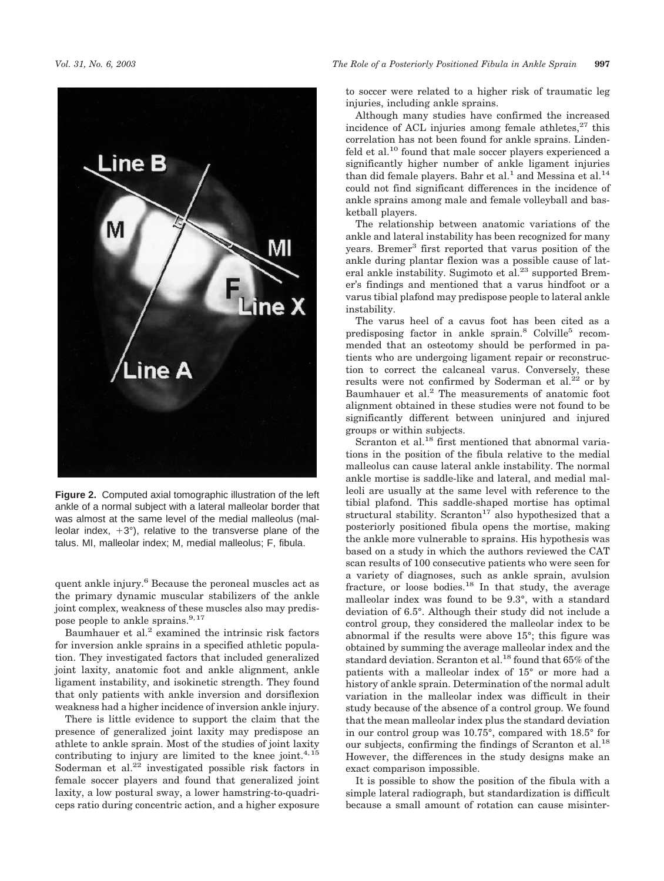**Figure 2.** Computed axial tomographic illustration of the left ankle of a normal subject with a lateral malleolar border that was almost at the same level of the medial malleolus (malleolar index, +3°), relative to the transverse plane of the talus. MI, malleolar index; M, medial malleolus; F, fibula.

quent ankle injury.[6] Because the peroneal muscles act as the primary dynamic muscular stabilizers of the ankle joint complex, weakness of these muscles also may predispose people to ankle sprains.[9,17]

Baumhauer et al.[2] examined the intrinsic risk factors for inversion ankle sprains in a specified athletic population. They investigated factors that included generalized joint laxity, anatomic foot and ankle alignment, ankle ligament instability, and isokinetic strength. They found that only patients with ankle inversion and dorsiflexion weakness had a higher incidence of inversion ankle injury.

There is little evidence to support the claim that the presence of generalized joint laxity may predispose an athlete to ankle sprain. Most of the studies of joint laxity contributing to injury are limited to the knee joint.[4,15] Soderman et al.[22] investigated possible risk factors in female soccer players and found that generalized joint laxity, a low postural sway, a lower hamstring-to-quadriceps ratio during concentric action, and a higher exposure to soccer were related to a higher risk of traumatic leg injuries, including ankle sprains.

Although many studies have confirmed the increased incidence of ACL injuries among female athletes,[27] this correlation has not been found for ankle sprains. Lindenfeld et al.[10] found that male soccer players experienced a significantly higher number of ankle ligament injuries than did female players. Bahr et al.[1] and Messina et al.[14] could not find significant differences in the incidence of ankle sprains among male and female volleyball and basketball players.

The relationship between anatomic variations of the ankle and lateral instability has been recognized for many years. Bremer[3] first reported that varus position of the ankle during plantar flexion was a possible cause of lateral ankle instability. Sugimoto et al.[23] supported Bremer's findings and mentioned that a varus hindfoot or a varus tibial plafond may predispose people to lateral ankle instability.

The varus heel of a cavus foot has been cited as a predisposing factor in ankle sprain.[8] Colville[5] recommended that an osteotomy should be performed in patients who are undergoing ligament repair or reconstruction to correct the calcaneal varus. Conversely, these results were not confirmed by Soderman et al.[22] or by Baumhauer et al.[2] The measurements of anatomic foot alignment obtained in these studies were not found to be significantly different between uninjured and injured groups or within subjects.

Scranton et al.[18] first mentioned that abnormal variations in the position of the fibula relative to the medial malleolus can cause lateral ankle instability. The normal ankle mortise is saddle-like and lateral, and medial malleoli are usually at the same level with reference to the tibial plafond. This saddle-shaped mortise has optimal structural stability. Scranton[17] also hypothesized that a posteriorly positioned fibula opens the mortise, making the ankle more vulnerable to sprains. His hypothesis was based on a study in which the authors reviewed the CAT scan results of 100 consecutive patients who were seen for a variety of diagnoses, such as ankle sprain, avulsion fracture, or loose bodies.[18] In that study, the average malleolar index was found to be 9.3°, with a standard deviation of 6.5°. Although their study did not include a control group, they considered the malleolar index to be abnormal if the results were above 15°; this figure was obtained by summing the average malleolar index and the standard deviation. Scranton et al.[18] found that 65% of the patients with a malleolar index of 15° or more had a history of ankle sprain. Determination of the normal adult variation in the malleolar index was difficult in their study because of the absence of a control group. We found that the mean malleolar index plus the standard deviation in our control group was 10.75°, compared with 18.5° for our subjects, confirming the findings of Scranton et al.[18] However, the differences in the study designs make an exact comparison impossible.

It is possible to show the position of the fibula with a simple lateral radiograph, but standardization is difficult because a small amount of rotation can cause misinter-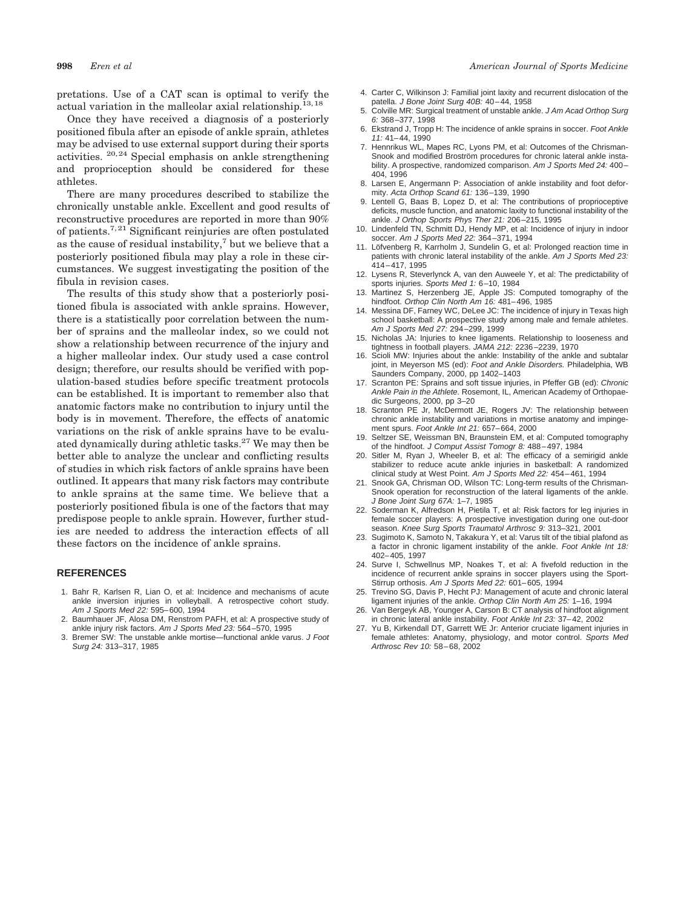pretations. Use of a CAT scan is optimal to verify the actual variation in the malleolar axial relationship.[13,18]

Once they have received a diagnosis of a posteriorly positioned fibula after an episode of ankle sprain, athletes may be advised to use external support during their sports activities.[20,24] Special emphasis on ankle strengthening and proprioception should be considered for these athletes.

There are many procedures described to stabilize the chronically unstable ankle. Excellent and good results of reconstructive procedures are reported in more than 90% of patients.[7,21] Significant reinjuries are often postulated as the cause of residual instability,[7] but we believe that a posteriorly positioned fibula may play a role in these circumstances. We suggest investigating the position of the fibula in revision cases.

The results of this study show that a posteriorly positioned fibula is associated with ankle sprains. However, there is a statistically poor correlation between the number of sprains and the malleolar index, so we could not show a relationship between recurrence of the injury and a higher malleolar index. Our study used a case control design; therefore, our results should be verified with population-based studies before specific treatment protocols can be established. It is important to remember also that anatomic factors make no contribution to injury until the body is in movement. Therefore, the effects of anatomic variations on the risk of ankle sprains have to be evaluated dynamically during athletic tasks.[27] We may then be better able to analyze the unclear and conflicting results of studies in which risk factors of ankle sprains have been outlined. It appears that many risk factors may contribute to ankle sprains at the same time. We believe that a posteriorly positioned fibula is one of the factors that may predispose people to ankle sprain. However, further studies are needed to address the interaction effects of all these factors on the incidence of ankle sprains.

## REFERENCES

1. Bahr R, Karlsen R, Lian O, et al: Incidence and mechanisms of acute ankle inversion injuries in volleyball. A retrospective cohort study. *Am J Sports Med 22:* 595–600, 1994
2. Baumhauer JF, Alosa DM, Renstrom PAFH, et al: A prospective study of ankle injury risk factors. *Am J Sports Med 23:* 564–570, 1995
3. Bremer SW: The unstable ankle mortise—functional ankle varus. *J Foot Surg 24:* 313–317, 1985
4. Carter C, Wilkinson J: Familial joint laxity and recurrent dislocation of the patella. *J Bone Joint Surg 40B:* 40–44, 1958
5. Colville MR: Surgical treatment of unstable ankle. *J Am Acad Orthop Surg 6:* 368–377, 1998
6. Ekstrand J, Tropp H: The incidence of ankle sprains in soccer. *Foot Ankle 11:* 41–44, 1990
7. Hennrikus WL, Mapes RC, Lyons PM, et al: Outcomes of the Chrisman-Snook and modified Broström procedures for chronic lateral ankle instability. A prospective, randomized comparison. *Am J Sports Med 24:* 400–404, 1996
8. Larsen E, Angermann P: Association of ankle instability and foot deformity. *Acta Orthop Scand 61:* 136–139, 1990
9. Lentell G, Baas B, Lopez D, et al: The contributions of proprioceptive deficits, muscle function, and anatomic laxity to functional instability of the ankle. *J Orthop Sports Phys Ther 21:* 206–215, 1995
10. Lindenfeld TN, Schmitt DJ, Hendy MP, et al: Incidence of injury in indoor soccer. *Am J Sports Med 22:* 364–371, 1994
11. Löfvenberg R, Karrholm J, Sundelin G, et al: Prolonged reaction time in patients with chronic lateral instability of the ankle. *Am J Sports Med 23:* 414–417, 1995
12. Lysens R, Steverlynck A, van den Auweele Y, et al: The predictability of sports injuries. *Sports Med 1:* 6–10, 1984
13. Martinez S, Herzenberg JE, Apple JS: Computed tomography of the hindfoot. *Orthop Clin North Am 16:* 481–496, 1985
14. Messina DF, Farney WC, DeLee JC: The incidence of injury in Texas high school basketball: A prospective study among male and female athletes. *Am J Sports Med 27:* 294–299, 1999
15. Nicholas JA: Injuries to knee ligaments. Relationship to looseness and tightness in football players. *JAMA 212:* 2236–2239, 1970
16. Scioli MW: Injuries about the ankle: Instability of the ankle and subtalar joint, in Meyerson MS (ed): *Foot and Ankle Disorders.* Philadelphia, WB Saunders Company, 2000, pp 1402–1403
17. Scranton PE: Sprains and soft tissue injuries, in Pfeffer GB (ed): *Chronic Ankle Pain in the Athlete.* Rosemont, IL, American Academy of Orthopaedic Surgeons, 2000, pp 3–20
18. Scranton PE Jr, McDermott JE, Rogers JV: The relationship between chronic ankle instability and variations in mortise anatomy and impingement spurs. *Foot Ankle Int 21:* 657–664, 2000
19. Seltzer SE, Weissman BN, Braunstein EM, et al: Computed tomography of the hindfoot. *J Comput Assist Tomogr 8:* 488–497, 1984
20. Sitler M, Ryan J, Wheeler B, et al: The efficacy of a semirigid ankle stabilizer to reduce acute ankle injuries in basketball: A randomized clinical study at West Point. *Am J Sports Med 22:* 454–461, 1994
21. Snook GA, Chrisman OD, Wilson TC: Long-term results of the Chrisman-Snook operation for reconstruction of the lateral ligaments of the ankle. *J Bone Joint Surg 67A:* 1–7, 1985
22. Soderman K, Alfredson H, Pietila T, et al: Risk factors for leg injuries in female soccer players: A prospective investigation during one out-door season. *Knee Surg Sports Traumatol Arthrosc 9:* 313–321, 2001
23. Sugimoto K, Samoto N, Takakura Y, et al: Varus tilt of the tibial plafond as a factor in chronic ligament instability of the ankle. *Foot Ankle Int 18:* 402–405, 1997
24. Surve I, Schwellnus MP, Noakes T, et al: A fivefold reduction in the incidence of recurrent ankle sprains in soccer players using the Sport-Stirrup orthosis. *Am J Sports Med 22:* 601–605, 1994
25. Trevino SG, Davis P, Hecht PJ: Management of acute and chronic lateral ligament injuries of the ankle. *Orthop Clin North Am 25:* 1–16, 1994
26. Van Bergeyk AB, Younger A, Carson B: CT analysis of hindfoot alignment in chronic lateral ankle instability. *Foot Ankle Int 23:* 37–42, 2002
27. Yu B, Kirkendall DT, Garrett WE Jr: Anterior cruciate ligament injuries in female athletes: Anatomy, physiology, and motor control. *Sports Med Arthrosc Rev 10:* 58–68, 2002